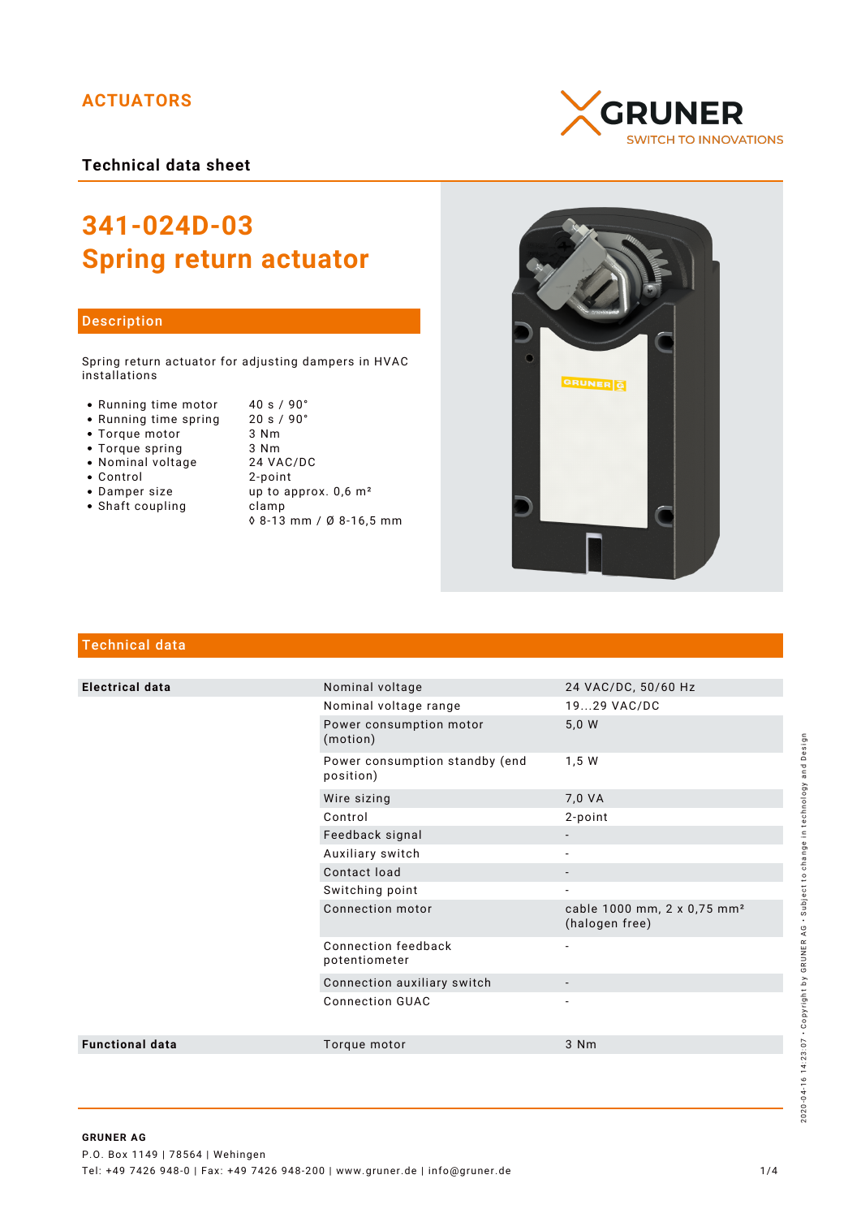ACTUATORS

**Technical data sheet**

# 341-024D-03
# Spring return actuator

## Description

Spring return actuator for adjusting dampers in HVAC installations

- Running time motor — 40 s / 90°
- Running time spring — 20 s / 90°
- Torque motor — 3 Nm
- Torque spring — 3 Nm
- Nominal voltage — 24 VAC/DC
- Control — 2-point
- Damper size — up to approx. 0,6 m²
- Shaft coupling — clamp ◊ 8-13 mm / Ø 8-16,5 mm

## Technical data

| | | |
|---|---|---|
| **Electrical data** | Nominal voltage | 24 VAC/DC, 50/60 Hz |
| | Nominal voltage range | 19...29 VAC/DC |
| | Power consumption motor (motion) | 5,0 W |
| | Power consumption standby (end position) | 1,5 W |
| | Wire sizing | 7,0 VA |
| | Control | 2-point |
| | Feedback signal | - |
| | Auxiliary switch | - |
| | Contact load | - |
| | Switching point | - |
| | Connection motor | cable 1000 mm, 2 x 0,75 mm² (halogen free) |
| | Connection feedback potentiometer | - |
| | Connection auxiliary switch | - |
| | Connection GUAC | - |
| **Functional data** | Torque motor | 3 Nm |

**GRUNER AG**
P.O. Box 1149 | 78564 | Wehingen
Tel: +49 7426 948-0 | Fax: +49 7426 948-200 | www.gruner.de | info@gruner.de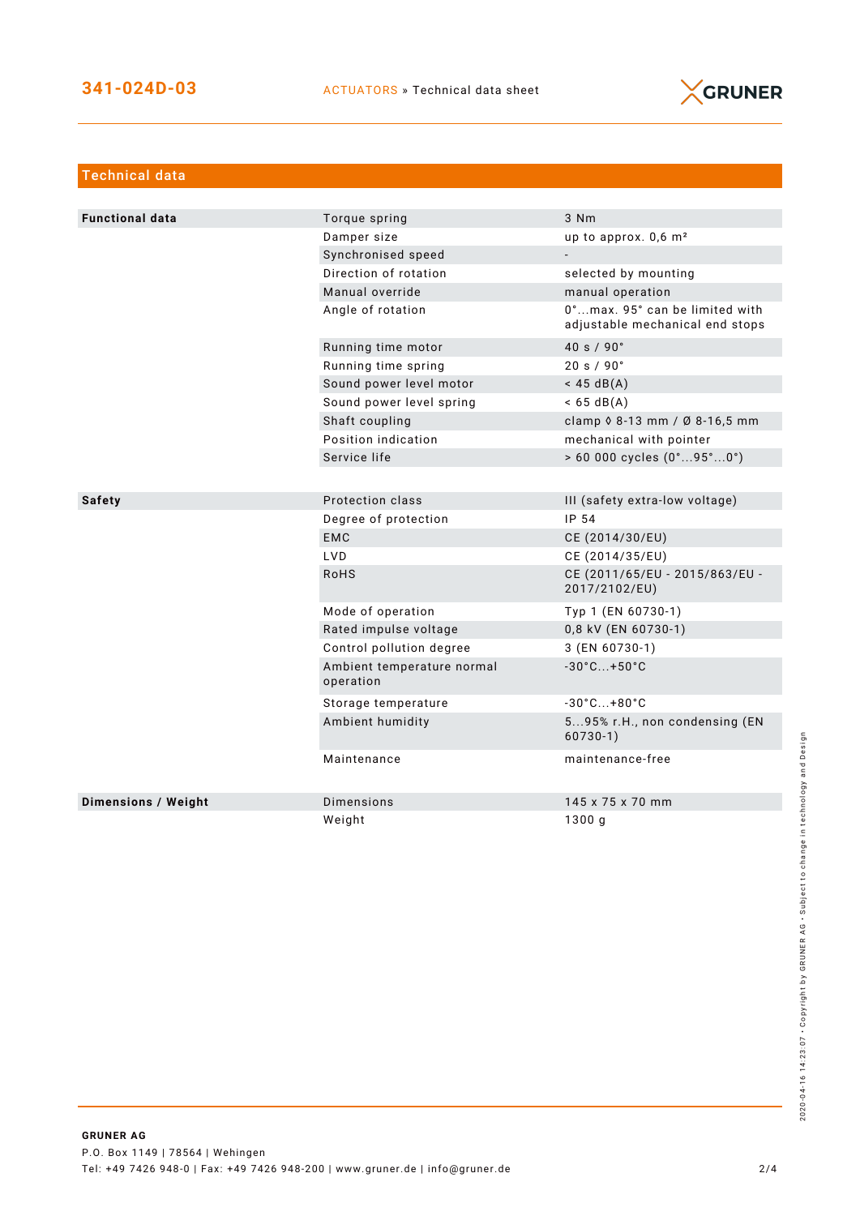# 341-024D-03

ACTUATORS » Technical data sheet

## Technical data

| | | |
|---|---|---|
| **Functional data** | Torque spring | 3 Nm |
| | Damper size | up to approx. 0,6 m² |
| | Synchronised speed | - |
| | Direction of rotation | selected by mounting |
| | Manual override | manual operation |
| | Angle of rotation | 0°...max. 95° can be limited with adjustable mechanical end stops |
| | Running time motor | 40 s / 90° |
| | Running time spring | 20 s / 90° |
| | Sound power level motor | < 45 dB(A) |
| | Sound power level spring | < 65 dB(A) |
| | Shaft coupling | clamp ◊ 8-13 mm / Ø 8-16,5 mm |
| | Position indication | mechanical with pointer |
| | Service life | > 60 000 cycles (0°...95°...0°) |

| | | |
|---|---|---|
| **Safety** | Protection class | III (safety extra-low voltage) |
| | Degree of protection | IP 54 |
| | EMC | CE (2014/30/EU) |
| | LVD | CE (2014/35/EU) |
| | RoHS | CE (2011/65/EU - 2015/863/EU - 2017/2102/EU) |
| | Mode of operation | Typ 1 (EN 60730-1) |
| | Rated impulse voltage | 0,8 kV (EN 60730-1) |
| | Control pollution degree | 3 (EN 60730-1) |
| | Ambient temperature normal operation | -30°C...+50°C |
| | Storage temperature | -30°C...+80°C |
| | Ambient humidity | 5...95% r.H., non condensing (EN 60730-1) |
| | Maintenance | maintenance-free |

| | | |
|---|---|---|
| **Dimensions / Weight** | Dimensions | 145 x 75 x 70 mm |
| | Weight | 1300 g |

**GRUNER AG**
P.O. Box 1149 | 78564 | Wehingen
Tel: +49 7426 948-0 | Fax: +49 7426 948-200 | www.gruner.de | info@gruner.de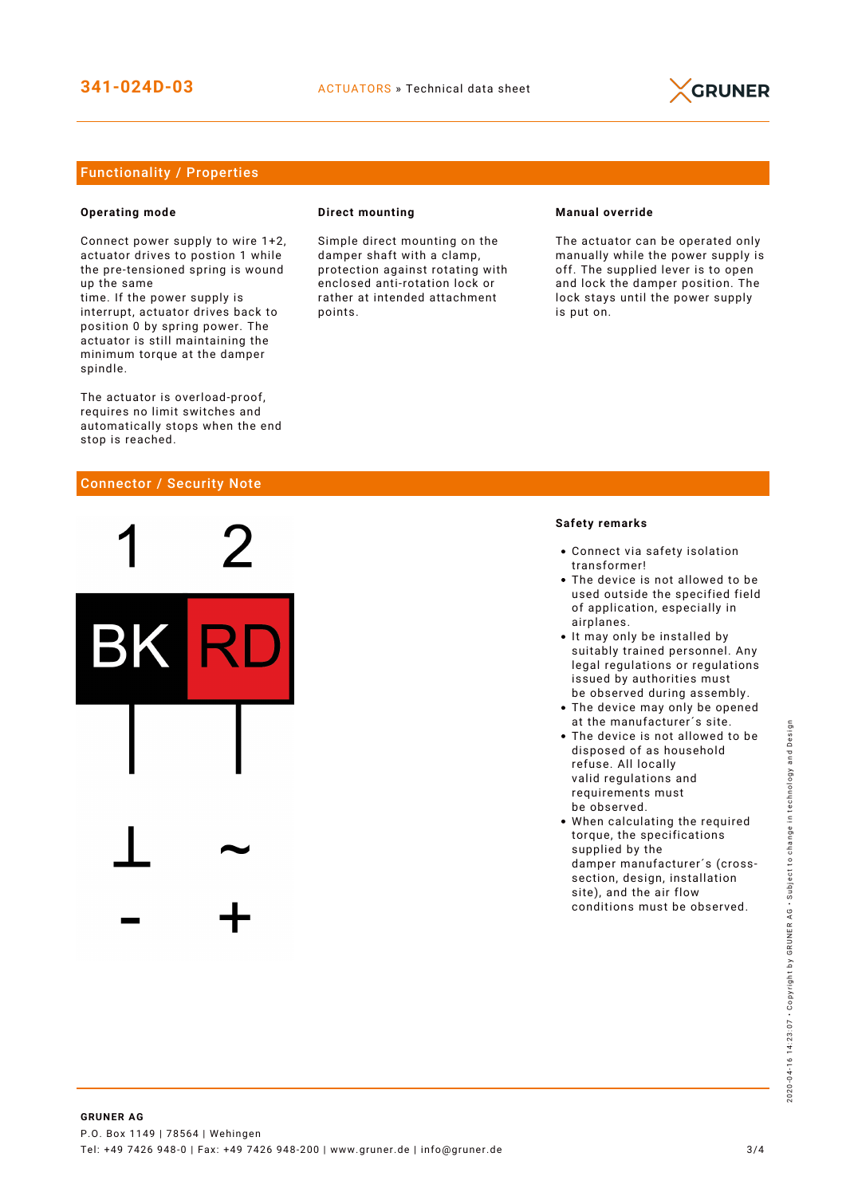## Functionality / Properties

### Operating mode

Connect power supply to wire 1+2, actuator drives to postion 1 while the pre-tensioned spring is wound up the same
time. If the power supply is interrupt, actuator drives back to position 0 by spring power. The actuator is still maintaining the minimum torque at the damper spindle.

The actuator is overload-proof, requires no limit switches and automatically stops when the end stop is reached.

### Direct mounting

Simple direct mounting on the damper shaft with a clamp, protection against rotating with enclosed anti-rotation lock or rather at intended attachment points.

### Manual override

The actuator can be operated only manually while the power supply is off. The supplied lever is to open and lock the damper position. The lock stays until the power supply is put on.

## Connector / Security Note

| 1 | 2 |
| --- | --- |
| BK | RD |
| ⊥ | ~ |
| - | + |

### Safety remarks

- Connect via safety isolation transformer!
- The device is not allowed to be used outside the specified field of application, especially in airplanes.
- It may only be installed by suitably trained personnel. Any legal regulations or regulations issued by authorities must be observed during assembly.
- The device may only be opened at the manufacturer´s site.
- The device is not allowed to be disposed of as household refuse. All locally valid regulations and requirements must be observed.
- When calculating the required torque, the specifications supplied by the damper manufacturer´s (cross-section, design, installation site), and the air flow conditions must be observed.

**GRUNER AG**
P.O. Box 1149 | 78564 | Wehingen
Tel: +49 7426 948-0 | Fax: +49 7426 948-200 | www.gruner.de | info@gruner.de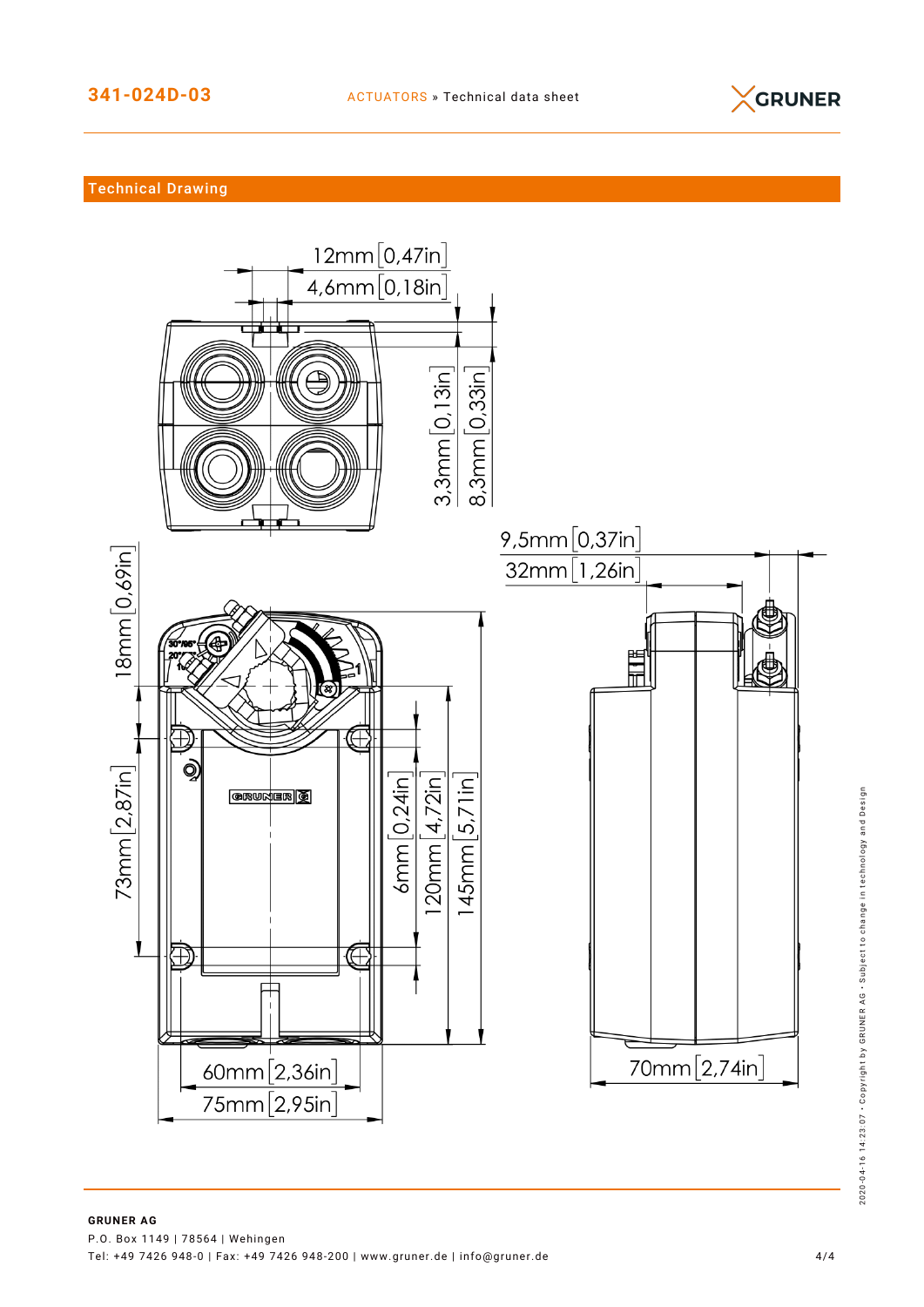## Technical Drawing

12mm [0,47in]
4,6mm [0,18in]
3,3mm [0,13in]
8,3mm [0,33in]
9,5mm [0,37in]
32mm [1,26in]
18mm [0,69in]
73mm [2,87in]
6mm [0,24in]
120mm [4,72in]
145mm [5,71in]
60mm [2,36in]
75mm [2,95in]
70mm [2,74in]

**GRUNER AG**
P.O. Box 1149 | 78564 | Wehingen
Tel: +49 7426 948-0 | Fax: +49 7426 948-200 | www.gruner.de | info@gruner.de